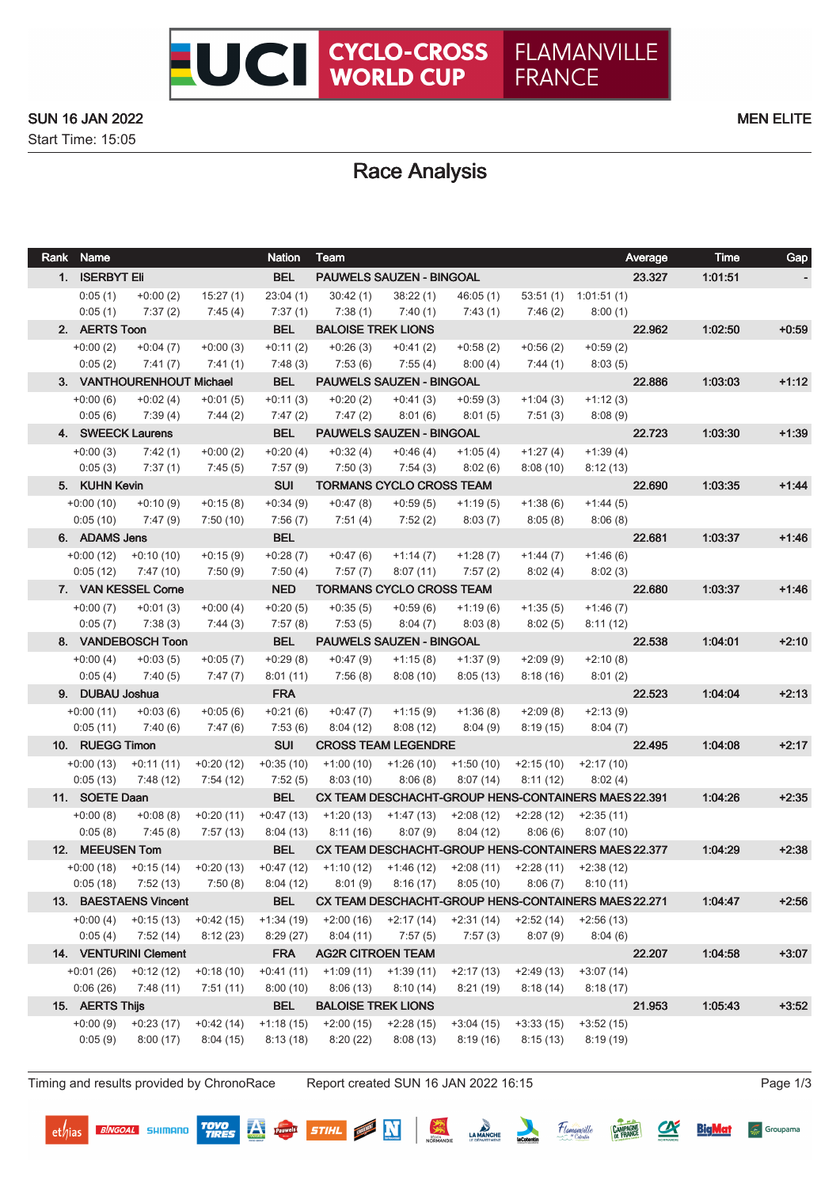# UCI CYCLO-CROSS WORLD CUP FLAMANVILLE FRANCE

**SUN 16 JAN 2022**
Start Time: 15:05

**MEN ELITE**

## Race Analysis

| Rank | Name | | | Nation | Team | | | | | Average | Time | Gap |
|---|---|---|---|---|---|---|---|---|---|---|---|---|
| 1. | ISERBYT Eli | | | BEL | PAUWELS SAUZEN - BINGOAL | | | | | 23.327 | 1:01:51 | - |
| | 0:05 (1) | +0:00 (2) | 15:27 (1) | 23:04 (1) | 30:42 (1) | 38:22 (1) | 46:05 (1) | 53:51 (1) | 1:01:51 (1) | | | |
| | 0:05 (1) | 7:37 (2) | 7:45 (4) | 7:37 (1) | 7:38 (1) | 7:40 (1) | 7:43 (1) | 7:46 (2) | 8:00 (1) | | | |
| 2. | AERTS Toon | | | BEL | BALOISE TREK LIONS | | | | | 22.962 | 1:02:50 | +0:59 |
| | +0:00 (2) | +0:04 (7) | +0:00 (3) | +0:11 (2) | +0:26 (3) | +0:41 (2) | +0:58 (2) | +0:56 (2) | +0:59 (2) | | | |
| | 0:05 (2) | 7:41 (7) | 7:41 (1) | 7:48 (3) | 7:53 (6) | 7:55 (4) | 8:00 (4) | 7:44 (1) | 8:03 (5) | | | |
| 3. | VANTHOURENHOUT Michael | | | BEL | PAUWELS SAUZEN - BINGOAL | | | | | 22.886 | 1:03:03 | +1:12 |
| | +0:00 (6) | +0:02 (4) | +0:01 (5) | +0:11 (3) | +0:20 (2) | +0:41 (3) | +0:59 (3) | +1:04 (3) | +1:12 (3) | | | |
| | 0:05 (6) | 7:39 (4) | 7:44 (2) | 7:47 (2) | 7:47 (2) | 8:01 (6) | 8:01 (5) | 7:51 (3) | 8:08 (9) | | | |
| 4. | SWEECK Laurens | | | BEL | PAUWELS SAUZEN - BINGOAL | | | | | 22.723 | 1:03:30 | +1:39 |
| | +0:00 (3) | 7:42 (1) | +0:00 (2) | +0:20 (4) | +0:32 (4) | +0:46 (4) | +1:05 (4) | +1:27 (4) | +1:39 (4) | | | |
| | 0:05 (3) | 7:37 (1) | 7:45 (5) | 7:57 (9) | 7:50 (3) | 7:54 (3) | 8:02 (6) | 8:08 (10) | 8:12 (13) | | | |
| 5. | KUHN Kevin | | | SUI | TORMANS CYCLO CROSS TEAM | | | | | 22.690 | 1:03:35 | +1:44 |
| | +0:00 (10) | +0:10 (9) | +0:15 (8) | +0:34 (9) | +0:47 (8) | +0:59 (5) | +1:19 (5) | +1:38 (6) | +1:44 (5) | | | |
| | 0:05 (10) | 7:47 (9) | 7:50 (10) | 7:56 (7) | 7:51 (4) | 7:52 (2) | 8:03 (7) | 8:05 (8) | 8:06 (8) | | | |
| 6. | ADAMS Jens | | | BEL | | | | | | 22.681 | 1:03:37 | +1:46 |
| | +0:00 (12) | +0:10 (10) | +0:15 (9) | +0:28 (7) | +0:47 (6) | +1:14 (7) | +1:28 (7) | +1:44 (7) | +1:46 (6) | | | |
| | 0:05 (12) | 7:47 (10) | 7:50 (9) | 7:50 (4) | 7:57 (7) | 8:07 (11) | 7:57 (2) | 8:02 (4) | 8:02 (3) | | | |
| 7. | VAN KESSEL Corne | | | NED | TORMANS CYCLO CROSS TEAM | | | | | 22.680 | 1:03:37 | +1:46 |
| | +0:00 (7) | +0:01 (3) | +0:00 (4) | +0:20 (5) | +0:35 (5) | +0:59 (6) | +1:19 (6) | +1:35 (5) | +1:46 (7) | | | |
| | 0:05 (7) | 7:38 (3) | 7:44 (3) | 7:57 (8) | 7:53 (5) | 8:04 (7) | 8:03 (8) | 8:02 (5) | 8:11 (12) | | | |
| 8. | VANDEBOSCH Toon | | | BEL | PAUWELS SAUZEN - BINGOAL | | | | | 22.538 | 1:04:01 | +2:10 |
| | +0:00 (4) | +0:03 (5) | +0:05 (7) | +0:29 (8) | +0:47 (9) | +1:15 (8) | +1:37 (9) | +2:09 (9) | +2:10 (8) | | | |
| | 0:05 (4) | 7:40 (5) | 7:47 (7) | 8:01 (11) | 7:56 (8) | 8:08 (10) | 8:05 (13) | 8:18 (16) | 8:01 (2) | | | |
| 9. | DUBAU Joshua | | | FRA | | | | | | 22.523 | 1:04:04 | +2:13 |
| | +0:00 (11) | +0:03 (6) | +0:05 (6) | +0:21 (6) | +0:47 (7) | +1:15 (9) | +1:36 (8) | +2:09 (8) | +2:13 (9) | | | |
| | 0:05 (11) | 7:40 (6) | 7:47 (6) | 7:53 (6) | 8:04 (12) | 8:08 (12) | 8:04 (9) | 8:19 (15) | 8:04 (7) | | | |
| 10. | RUEGG Timon | | | SUI | CROSS TEAM LEGENDRE | | | | | 22.495 | 1:04:08 | +2:17 |
| | +0:00 (13) | +0:11 (11) | +0:20 (12) | +0:35 (10) | +1:00 (10) | +1:26 (10) | +1:50 (10) | +2:15 (10) | +2:17 (10) | | | |
| | 0:05 (13) | 7:48 (12) | 7:54 (12) | 7:52 (5) | 8:03 (10) | 8:06 (8) | 8:07 (14) | 8:11 (12) | 8:02 (4) | | | |
| 11. | SOETE Daan | | | BEL | CX TEAM DESCHACHT-GROUP HENS-CONTAINERS MAES | | | | | 22.391 | 1:04:26 | +2:35 |
| | +0:00 (8) | +0:08 (8) | +0:20 (11) | +0:47 (13) | +1:20 (13) | +1:47 (13) | +2:08 (12) | +2:28 (12) | +2:35 (11) | | | |
| | 0:05 (8) | 7:45 (8) | 7:57 (13) | 8:04 (13) | 8:11 (16) | 8:07 (9) | 8:04 (12) | 8:06 (6) | 8:07 (10) | | | |
| 12. | MEEUSEN Tom | | | BEL | CX TEAM DESCHACHT-GROUP HENS-CONTAINERS MAES | | | | | 22.377 | 1:04:29 | +2:38 |
| | +0:00 (18) | +0:15 (14) | +0:20 (13) | +0:47 (12) | +1:10 (12) | +1:46 (12) | +2:08 (11) | +2:28 (11) | +2:38 (12) | | | |
| | 0:05 (18) | 7:52 (13) | 7:50 (8) | 8:04 (12) | 8:01 (9) | 8:16 (17) | 8:05 (10) | 8:06 (7) | 8:10 (11) | | | |
| 13. | BAESTAENS Vincent | | | BEL | CX TEAM DESCHACHT-GROUP HENS-CONTAINERS MAES | | | | | 22.271 | 1:04:47 | +2:56 |
| | +0:00 (4) | +0:15 (13) | +0:42 (15) | +1:34 (19) | +2:00 (16) | +2:17 (14) | +2:31 (14) | +2:52 (14) | +2:56 (13) | | | |
| | 0:05 (4) | 7:52 (14) | 8:12 (23) | 8:29 (27) | 8:04 (11) | 7:57 (5) | 7:57 (3) | 8:07 (9) | 8:04 (6) | | | |
| 14. | VENTURINI Clement | | | FRA | AG2R CITROEN TEAM | | | | | 22.207 | 1:04:58 | +3:07 |
| | +0:01 (26) | +0:12 (12) | +0:18 (10) | +0:41 (11) | +1:09 (11) | +1:39 (11) | +2:17 (13) | +2:49 (13) | +3:07 (14) | | | |
| | 0:06 (26) | 7:48 (11) | 7:51 (11) | 8:00 (10) | 8:06 (13) | 8:10 (14) | 8:21 (19) | 8:18 (14) | 8:18 (17) | | | |
| 15. | AERTS Thijs | | | BEL | BALOISE TREK LIONS | | | | | 21.953 | 1:05:43 | +3:52 |
| | +0:00 (9) | +0:23 (17) | +0:42 (14) | +1:18 (15) | +2:00 (15) | +2:28 (15) | +3:04 (15) | +3:33 (15) | +3:52 (15) | | | |
| | 0:05 (9) | 8:00 (17) | 8:04 (15) | 8:13 (18) | 8:20 (22) | 8:08 (13) | 8:19 (16) | 8:15 (13) | 8:19 (19) | | | |

Timing and results provided by ChronoRace — Report created SUN 16 JAN 2022 16:15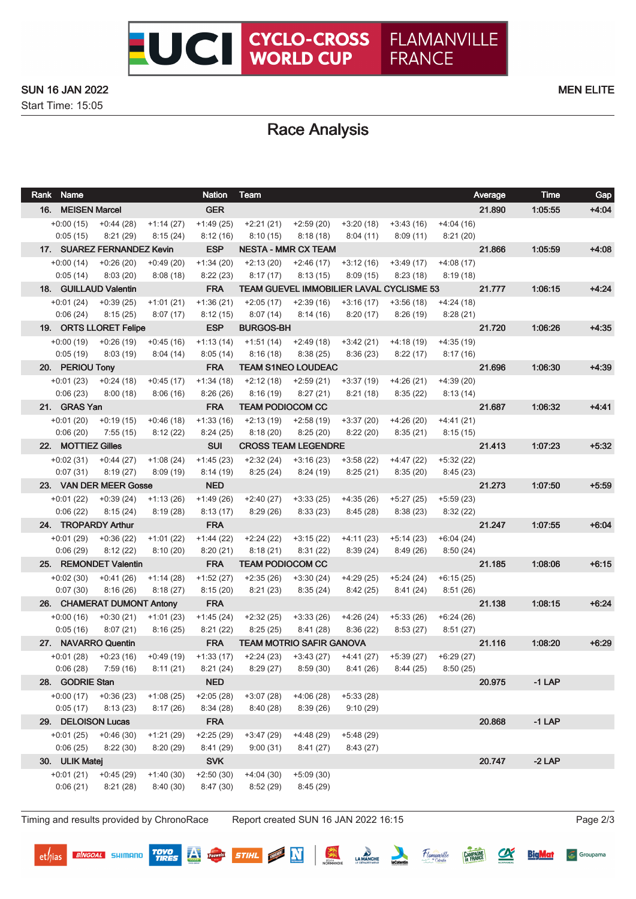# UCI CYCLO-CROSS WORLD CUP FLAMANVILLE FRANCE

SUN 16 JAN 2022

Start Time: 15:05

MEN ELITE

## Race Analysis

| Rank | Name | | | Nation | Team | | | | | Average | Time | Gap |
|---|---|---|---|---|---|---|---|---|---|---|---|---|
| 16. | MEISEN Marcel | | | GER | | | | | | 21.890 | 1:05:55 | +4:04 |
| | +0:00 (15) | +0:44 (28) | +1:14 (27) | +1:49 (25) | +2:21 (21) | +2:59 (20) | +3:20 (18) | +3:43 (16) | +4:04 (16) | | | |
| | 0:05 (15) | 8:21 (29) | 8:15 (24) | 8:12 (16) | 8:10 (15) | 8:18 (18) | 8:04 (11) | 8:09 (11) | 8:21 (20) | | | |
| 17. | SUAREZ FERNANDEZ Kevin | | | ESP | NESTA - MMR CX TEAM | | | | | 21.866 | 1:05:59 | +4:08 |
| | +0:00 (14) | +0:26 (20) | +0:49 (20) | +1:34 (20) | +2:13 (20) | +2:46 (17) | +3:12 (16) | +3:49 (17) | +4:08 (17) | | | |
| | 0:05 (14) | 8:03 (20) | 8:08 (18) | 8:22 (23) | 8:17 (17) | 8:13 (15) | 8:09 (15) | 8:23 (18) | 8:19 (18) | | | |
| 18. | GUILLAUD Valentin | | | FRA | TEAM GUEVEL IMMOBILIER LAVAL CYCLISME 53 | | | | | 21.777 | 1:06:15 | +4:24 |
| | +0:01 (24) | +0:39 (25) | +1:01 (21) | +1:36 (21) | +2:05 (17) | +2:39 (16) | +3:16 (17) | +3:56 (18) | +4:24 (18) | | | |
| | 0:06 (24) | 8:15 (25) | 8:07 (17) | 8:12 (15) | 8:07 (14) | 8:14 (16) | 8:20 (17) | 8:26 (19) | 8:28 (21) | | | |
| 19. | ORTS LLORET Felipe | | | ESP | BURGOS-BH | | | | | 21.720 | 1:06:26 | +4:35 |
| | +0:00 (19) | +0:26 (19) | +0:45 (16) | +1:13 (14) | +1:51 (14) | +2:49 (18) | +3:42 (21) | +4:18 (19) | +4:35 (19) | | | |
| | 0:05 (19) | 8:03 (19) | 8:04 (14) | 8:05 (14) | 8:16 (18) | 8:38 (25) | 8:36 (23) | 8:22 (17) | 8:17 (16) | | | |
| 20. | PERIOU Tony | | | FRA | TEAM S1NEO LOUDEAC | | | | | 21.696 | 1:06:30 | +4:39 |
| | +0:01 (23) | +0:24 (18) | +0:45 (17) | +1:34 (18) | +2:12 (18) | +2:59 (21) | +3:37 (19) | +4:26 (21) | +4:39 (20) | | | |
| | 0:06 (23) | 8:00 (18) | 8:06 (16) | 8:26 (26) | 8:16 (19) | 8:27 (21) | 8:21 (18) | 8:35 (22) | 8:13 (14) | | | |
| 21. | GRAS Yan | | | FRA | TEAM PODIOCOM CC | | | | | 21.687 | 1:06:32 | +4:41 |
| | +0:01 (20) | +0:19 (15) | +0:46 (18) | +1:33 (16) | +2:13 (19) | +2:58 (19) | +3:37 (20) | +4:26 (20) | +4:41 (21) | | | |
| | 0:06 (20) | 7:55 (15) | 8:12 (22) | 8:24 (25) | 8:18 (20) | 8:25 (20) | 8:22 (20) | 8:35 (21) | 8:15 (15) | | | |
| 22. | MOTTIEZ Gilles | | | SUI | CROSS TEAM LEGENDRE | | | | | 21.413 | 1:07:23 | +5:32 |
| | +0:02 (31) | +0:44 (27) | +1:08 (24) | +1:45 (23) | +2:32 (24) | +3:16 (23) | +3:58 (22) | +4:47 (22) | +5:32 (22) | | | |
| | 0:07 (31) | 8:19 (27) | 8:09 (19) | 8:14 (19) | 8:25 (24) | 8:24 (19) | 8:25 (21) | 8:35 (20) | 8:45 (23) | | | |
| 23. | VAN DER MEER Gosse | | | NED | | | | | | 21.273 | 1:07:50 | +5:59 |
| | +0:01 (22) | +0:39 (24) | +1:13 (26) | +1:49 (26) | +2:40 (27) | +3:33 (25) | +4:35 (26) | +5:27 (25) | +5:59 (23) | | | |
| | 0:06 (22) | 8:15 (24) | 8:19 (28) | 8:13 (17) | 8:29 (26) | 8:33 (23) | 8:45 (28) | 8:38 (23) | 8:32 (22) | | | |
| 24. | TROPARDY Arthur | | | FRA | | | | | | 21.247 | 1:07:55 | +6:04 |
| | +0:01 (29) | +0:36 (22) | +1:01 (22) | +1:44 (22) | +2:24 (22) | +3:15 (22) | +4:11 (23) | +5:14 (23) | +6:04 (24) | | | |
| | 0:06 (29) | 8:12 (22) | 8:10 (20) | 8:20 (21) | 8:18 (21) | 8:31 (22) | 8:39 (24) | 8:49 (26) | 8:50 (24) | | | |
| 25. | REMONDET Valentin | | | FRA | TEAM PODIOCOM CC | | | | | 21.185 | 1:08:06 | +6:15 |
| | +0:02 (30) | +0:41 (26) | +1:14 (28) | +1:52 (27) | +2:35 (26) | +3:30 (24) | +4:29 (25) | +5:24 (24) | +6:15 (25) | | | |
| | 0:07 (30) | 8:16 (26) | 8:18 (27) | 8:15 (20) | 8:21 (23) | 8:35 (24) | 8:42 (25) | 8:41 (24) | 8:51 (26) | | | |
| 26. | CHAMERAT DUMONT Antony | | | FRA | | | | | | 21.138 | 1:08:15 | +6:24 |
| | +0:00 (16) | +0:30 (21) | +1:01 (23) | +1:45 (24) | +2:32 (25) | +3:33 (26) | +4:26 (24) | +5:33 (26) | +6:24 (26) | | | |
| | 0:05 (16) | 8:07 (21) | 8:16 (25) | 8:21 (22) | 8:25 (25) | 8:41 (28) | 8:36 (22) | 8:53 (27) | 8:51 (27) | | | |
| 27. | NAVARRO Quentin | | | FRA | TEAM MOTRIO SAFIR GANOVA | | | | | 21.116 | 1:08:20 | +6:29 |
| | +0:01 (28) | +0:23 (16) | +0:49 (19) | +1:33 (17) | +2:24 (23) | +3:43 (27) | +4:41 (27) | +5:39 (27) | +6:29 (27) | | | |
| | 0:06 (28) | 7:59 (16) | 8:11 (21) | 8:21 (24) | 8:29 (27) | 8:59 (30) | 8:41 (26) | 8:44 (25) | 8:50 (25) | | | |
| 28. | GODRIE Stan | | | NED | | | | | | 20.975 | -1 LAP | |
| | +0:00 (17) | +0:36 (23) | +1:08 (25) | +2:05 (28) | +3:07 (28) | +4:06 (28) | +5:33 (28) | | | | | |
| | 0:05 (17) | 8:13 (23) | 8:17 (26) | 8:34 (28) | 8:40 (28) | 8:39 (26) | 9:10 (29) | | | | | |
| 29. | DELOISON Lucas | | | FRA | | | | | | 20.868 | -1 LAP | |
| | +0:01 (25) | +0:46 (30) | +1:21 (29) | +2:25 (29) | +3:47 (29) | +4:48 (29) | +5:48 (29) | | | | | |
| | 0:06 (25) | 8:22 (30) | 8:20 (29) | 8:41 (29) | 9:00 (31) | 8:41 (27) | 8:43 (27) | | | | | |
| 30. | ULIK Matej | | | SVK | | | | | | 20.747 | -2 LAP | |
| | +0:01 (21) | +0:45 (29) | +1:40 (30) | +2:50 (30) | +4:04 (30) | +5:09 (30) | | | | | | |
| | 0:06 (21) | 8:21 (28) | 8:40 (30) | 8:47 (30) | 8:52 (29) | 8:45 (29) | | | | | | |

Timing and results provided by ChronoRace    Report created SUN 16 JAN 2022 16:15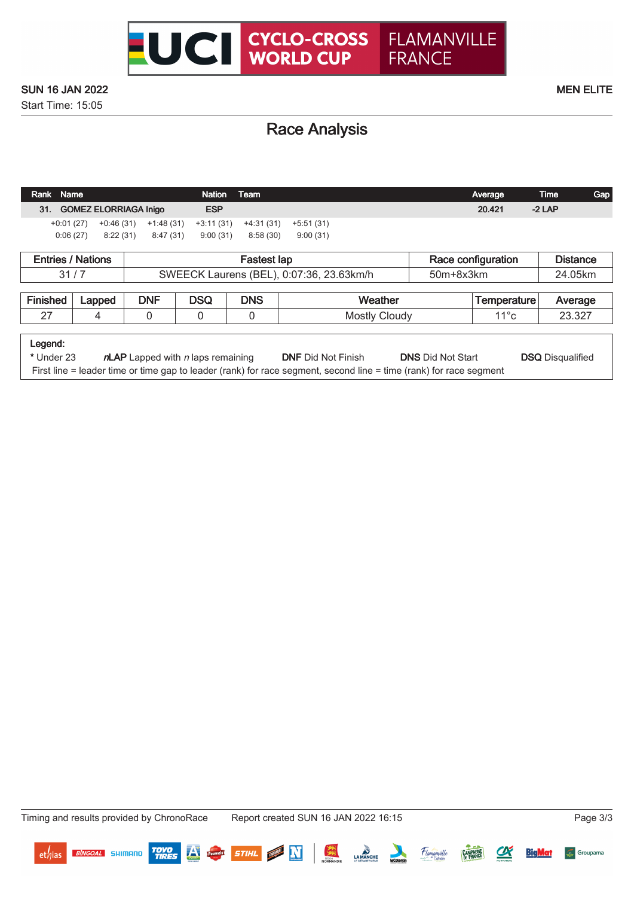UCI CYCLO-CROSS WORLD CUP FLAMANVILLE FRANCE

SUN 16 JAN 2022

Start Time: 15:05

MEN ELITE

# Race Analysis

| Rank | Name | Nation | Team | Average | Time | Gap |
|---|---|---|---|---|---|---|
| 31. | GOMEZ ELORRIAGA Inigo | ESP | | 20.421 | -2 LAP | |

| | | | | | |
|---|---|---|---|---|---|
| +0:01 (27) | +0:46 (31) | +1:48 (31) | +3:11 (31) | +4:31 (31) | +5:51 (31) |
| 0:06 (27) | 8:22 (31) | 8:47 (31) | 9:00 (31) | 8:58 (30) | 9:00 (31) |

| Entries / Nations | Fastest lap | Race configuration | Distance |
|---|---|---|---|
| 31 / 7 | SWEECK Laurens (BEL), 0:07:36, 23.63km/h | 50m+8x3km | 24.05km |

| Finished | Lapped | DNF | DSQ | DNS | Weather | Temperature | Average |
|---|---|---|---|---|---|---|---|
| 27 | 4 | 0 | 0 | 0 | Mostly Cloudy | 11°c | 23.327 |

**Legend:**
**\*** Under 23 — ***n*LAP** Lapped with *n* laps remaining — **DNF** Did Not Finish — **DNS** Did Not Start — **DSQ** Disqualified
First line = leader time or time gap to leader (rank) for race segment, second line = time (rank) for race segment

Timing and results provided by ChronoRace — Report created SUN 16 JAN 2022 16:15